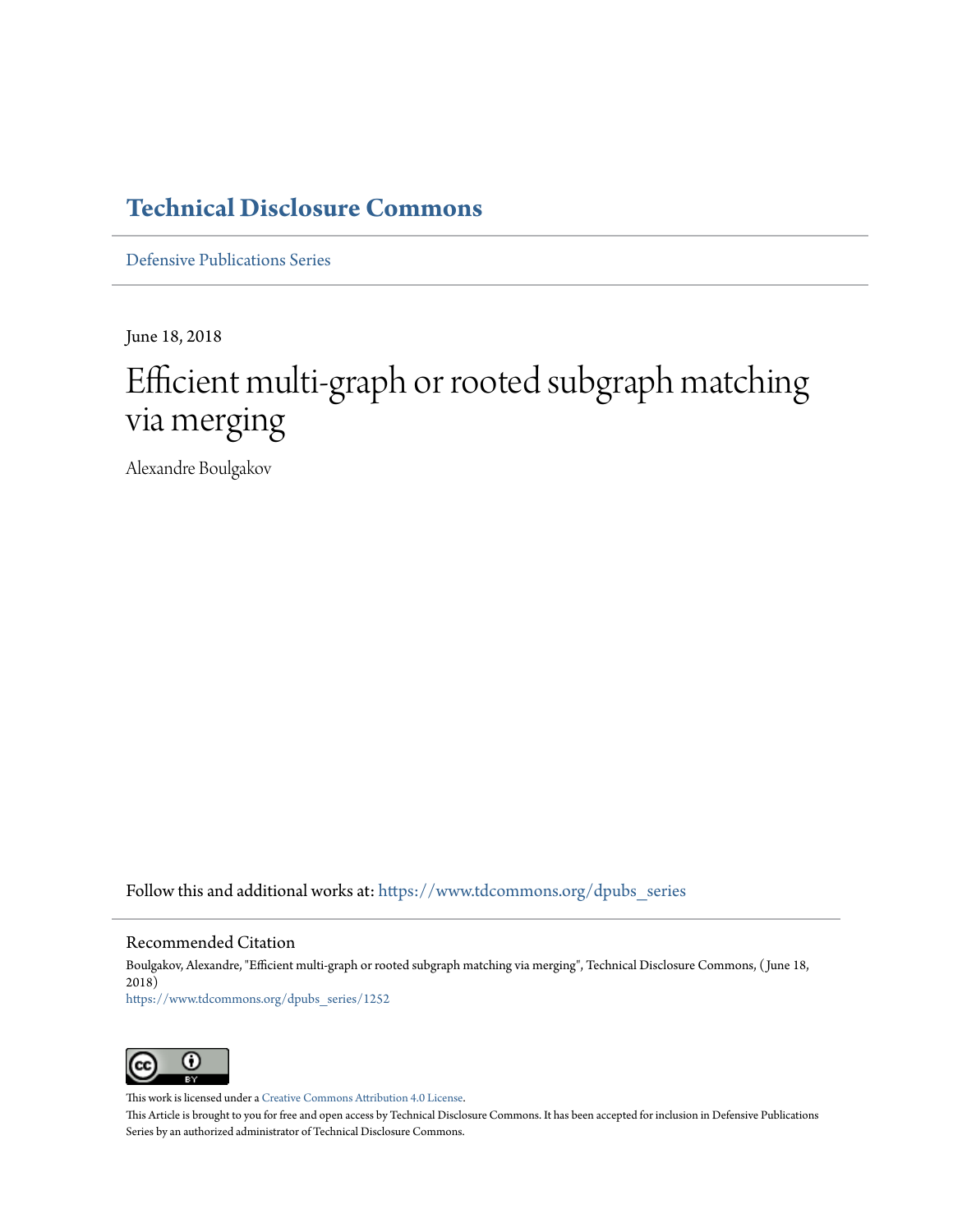# Technical Disclosure Commons

Defensive Publications Series

June 18, 2018

# Efficient multi-graph or rooted subgraph matching via merging

Alexandre Boulgakov

Follow this and additional works at: https://www.tdcommons.org/dpubs_series

## Recommended Citation

Boulgakov, Alexandre, "Efficient multi-graph or rooted subgraph matching via merging", Technical Disclosure Commons, ( June 18, 2018)
https://www.tdcommons.org/dpubs_series/1252

This work is licensed under a Creative Commons Attribution 4.0 License.

This Article is brought to you for free and open access by Technical Disclosure Commons. It has been accepted for inclusion in Defensive Publications Series by an authorized administrator of Technical Disclosure Commons.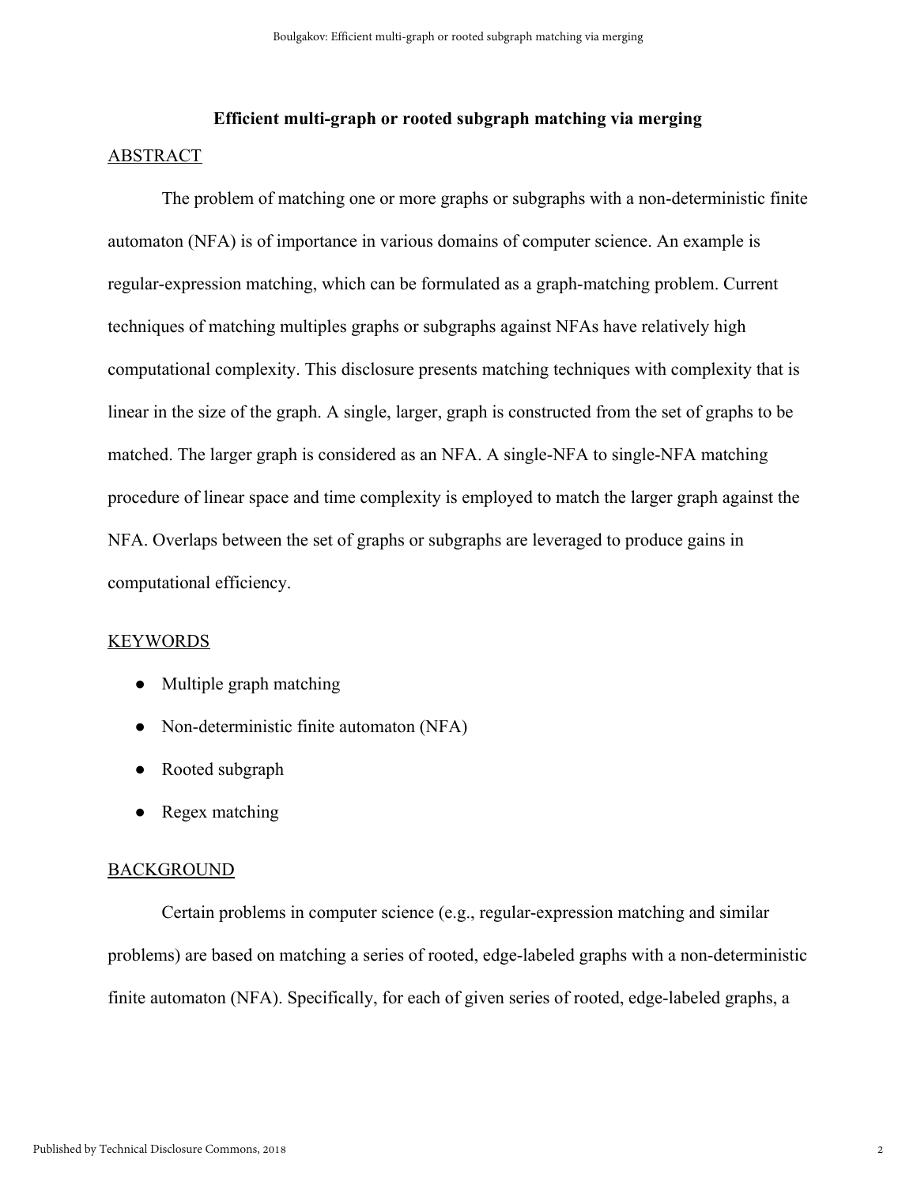**Efficient multi-graph or rooted subgraph matching via merging**

## ABSTRACT

The problem of matching one or more graphs or subgraphs with a non-deterministic finite automaton (NFA) is of importance in various domains of computer science. An example is regular-expression matching, which can be formulated as a graph-matching problem. Current techniques of matching multiples graphs or subgraphs against NFAs have relatively high computational complexity. This disclosure presents matching techniques with complexity that is linear in the size of the graph. A single, larger, graph is constructed from the set of graphs to be matched. The larger graph is considered as an NFA. A single-NFA to single-NFA matching procedure of linear space and time complexity is employed to match the larger graph against the NFA. Overlaps between the set of graphs or subgraphs are leveraged to produce gains in computational efficiency.

## KEYWORDS

- Multiple graph matching
- Non-deterministic finite automaton (NFA)
- Rooted subgraph
- Regex matching

## BACKGROUND

Certain problems in computer science (e.g., regular-expression matching and similar problems) are based on matching a series of rooted, edge-labeled graphs with a non-deterministic finite automaton (NFA). Specifically, for each of given series of rooted, edge-labeled graphs, a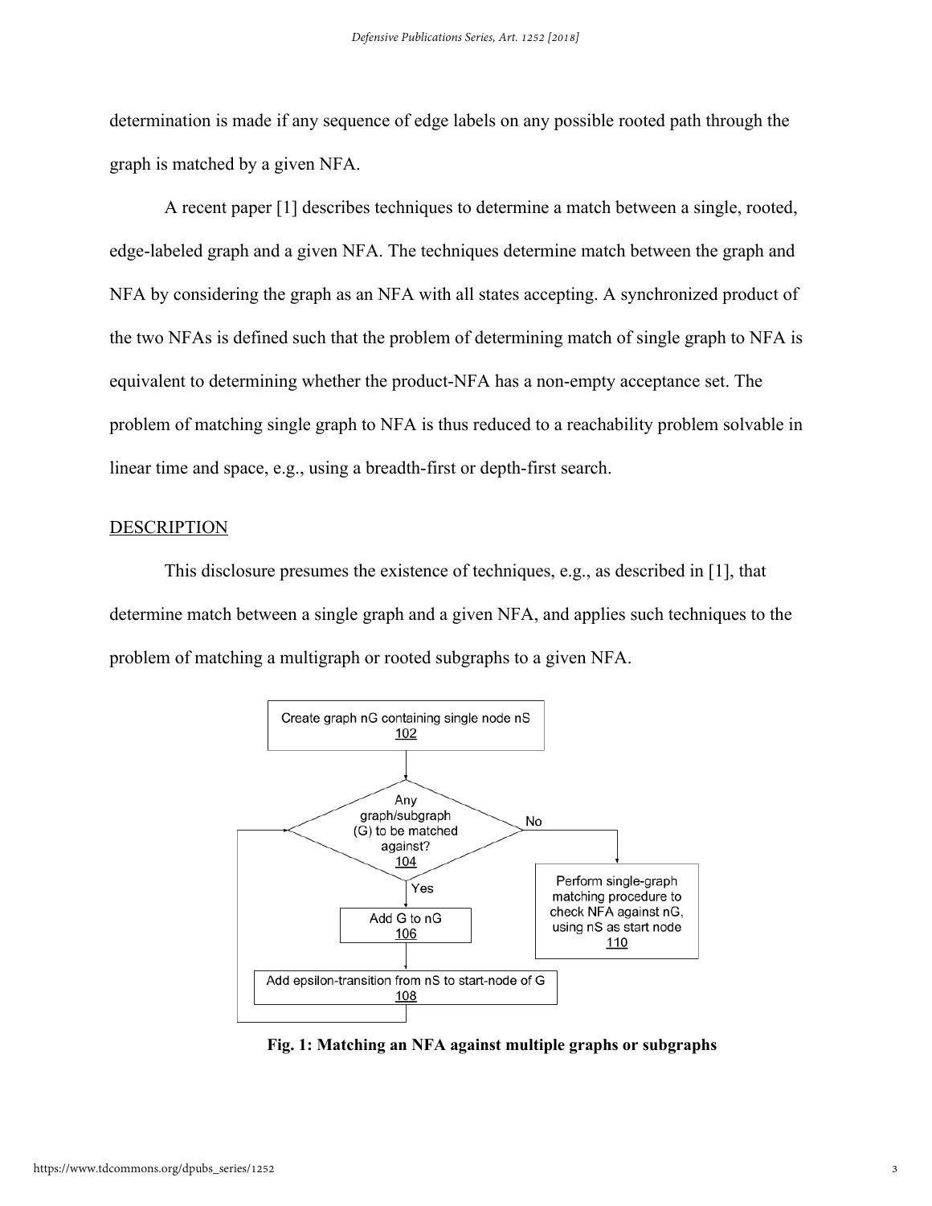determination is made if any sequence of edge labels on any possible rooted path through the graph is matched by a given NFA.

A recent paper [1] describes techniques to determine a match between a single, rooted, edge-labeled graph and a given NFA. The techniques determine match between the graph and NFA by considering the graph as an NFA with all states accepting. A synchronized product of the two NFAs is defined such that the problem of determining match of single graph to NFA is equivalent to determining whether the product-NFA has a non-empty acceptance set. The problem of matching single graph to NFA is thus reduced to a reachability problem solvable in linear time and space, e.g., using a breadth-first or depth-first search.

## DESCRIPTION

This disclosure presumes the existence of techniques, e.g., as described in [1], that determine match between a single graph and a given NFA, and applies such techniques to the problem of matching a multigraph or rooted subgraphs to a given NFA.

- Create graph nG containing single node nS (102)
- Any graph/subgraph (G) to be matched against? (104)
  - Yes: Add G to nG (106) → Add epsilon-transition from nS to start-node of G (108) → return to 104
  - No: Perform single-graph matching procedure to check NFA against nG, using nS as start node (110)

**Fig. 1: Matching an NFA against multiple graphs or subgraphs**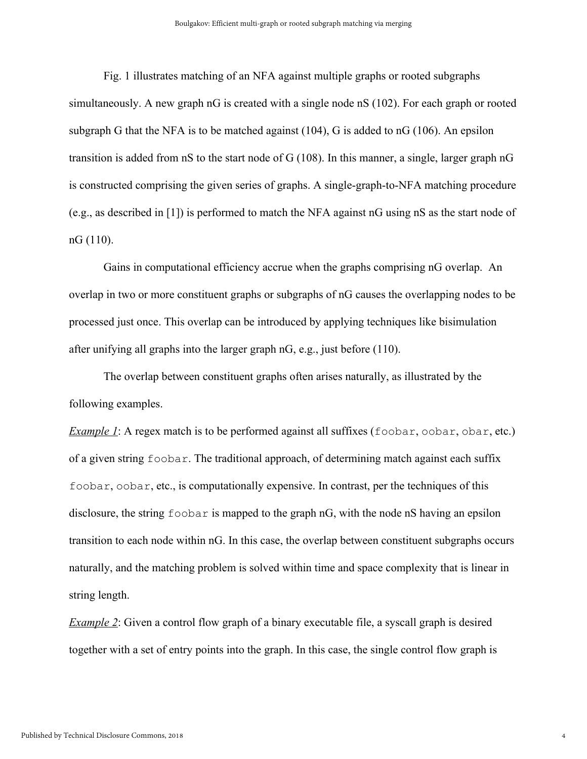Fig. 1 illustrates matching of an NFA against multiple graphs or rooted subgraphs simultaneously. A new graph nG is created with a single node nS (102). For each graph or rooted subgraph G that the NFA is to be matched against (104), G is added to nG (106). An epsilon transition is added from nS to the start node of G (108). In this manner, a single, larger graph nG is constructed comprising the given series of graphs. A single-graph-to-NFA matching procedure (e.g., as described in [1]) is performed to match the NFA against nG using nS as the start node of nG (110).

Gains in computational efficiency accrue when the graphs comprising nG overlap. An overlap in two or more constituent graphs or subgraphs of nG causes the overlapping nodes to be processed just once. This overlap can be introduced by applying techniques like bisimulation after unifying all graphs into the larger graph nG, e.g., just before (110).

The overlap between constituent graphs often arises naturally, as illustrated by the following examples.

*Example 1*: A regex match is to be performed against all suffixes (`foobar`, `oobar`, `obar`, etc.) of a given string `foobar`. The traditional approach, of determining match against each suffix `foobar`, `oobar`, etc., is computationally expensive. In contrast, per the techniques of this disclosure, the string `foobar` is mapped to the graph nG, with the node nS having an epsilon transition to each node within nG. In this case, the overlap between constituent subgraphs occurs naturally, and the matching problem is solved within time and space complexity that is linear in string length.

*Example 2*: Given a control flow graph of a binary executable file, a syscall graph is desired together with a set of entry points into the graph. In this case, the single control flow graph is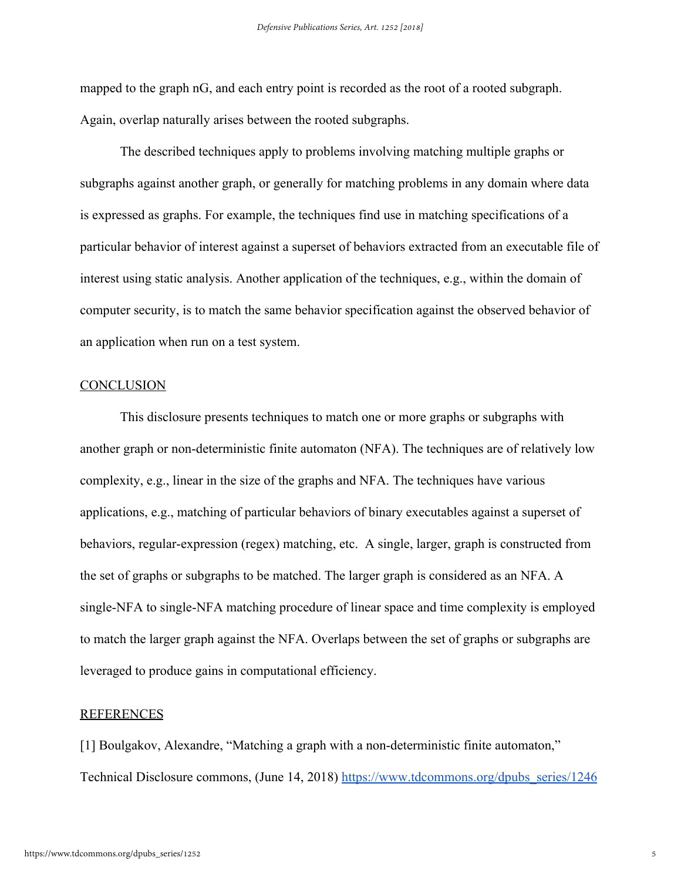mapped to the graph nG, and each entry point is recorded as the root of a rooted subgraph. Again, overlap naturally arises between the rooted subgraphs.

The described techniques apply to problems involving matching multiple graphs or subgraphs against another graph, or generally for matching problems in any domain where data is expressed as graphs. For example, the techniques find use in matching specifications of a particular behavior of interest against a superset of behaviors extracted from an executable file of interest using static analysis. Another application of the techniques, e.g., within the domain of computer security, is to match the same behavior specification against the observed behavior of an application when run on a test system.

## CONCLUSION

This disclosure presents techniques to match one or more graphs or subgraphs with another graph or non-deterministic finite automaton (NFA). The techniques are of relatively low complexity, e.g., linear in the size of the graphs and NFA. The techniques have various applications, e.g., matching of particular behaviors of binary executables against a superset of behaviors, regular-expression (regex) matching, etc. A single, larger, graph is constructed from the set of graphs or subgraphs to be matched. The larger graph is considered as an NFA. A single-NFA to single-NFA matching procedure of linear space and time complexity is employed to match the larger graph against the NFA. Overlaps between the set of graphs or subgraphs are leveraged to produce gains in computational efficiency.

## REFERENCES

[1] Boulgakov, Alexandre, "Matching a graph with a non-deterministic finite automaton," Technical Disclosure commons, (June 14, 2018) https://www.tdcommons.org/dpubs_series/1246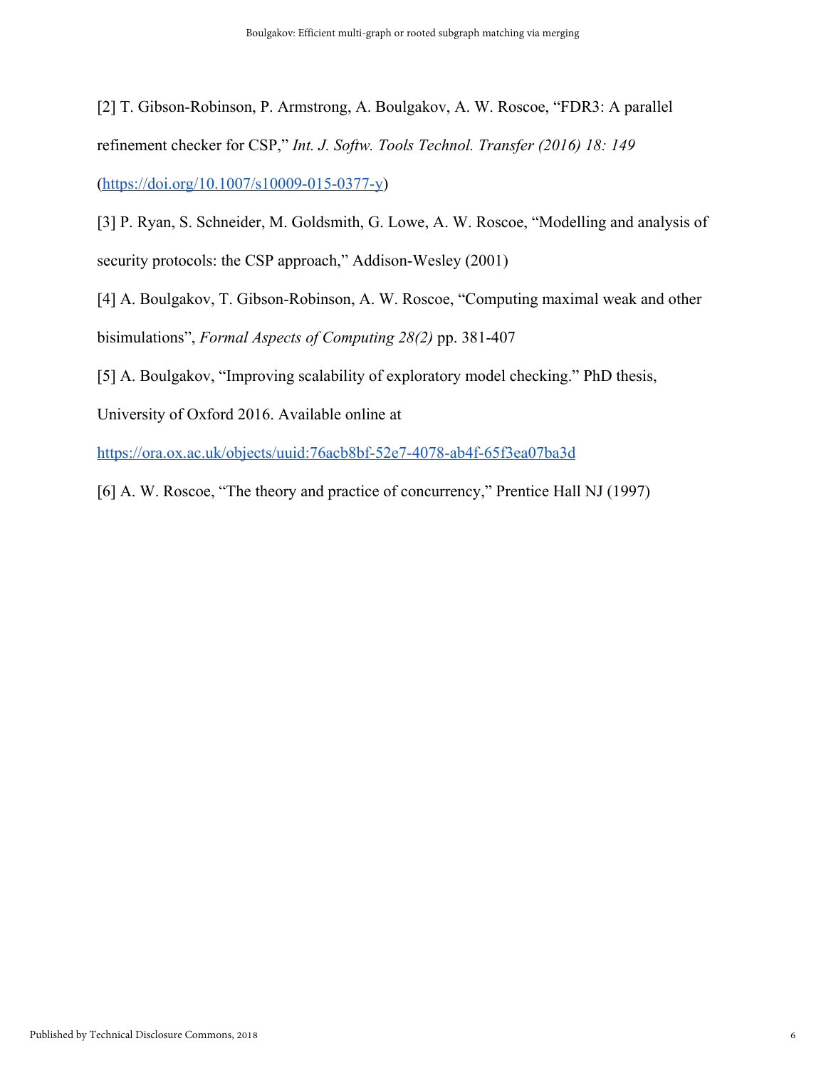[2] T. Gibson-Robinson, P. Armstrong, A. Boulgakov, A. W. Roscoe, "FDR3: A parallel refinement checker for CSP," *Int. J. Softw. Tools Technol. Transfer (2016) 18: 149* (https://doi.org/10.1007/s10009-015-0377-y)

[3] P. Ryan, S. Schneider, M. Goldsmith, G. Lowe, A. W. Roscoe, "Modelling and analysis of security protocols: the CSP approach," Addison-Wesley (2001)

[4] A. Boulgakov, T. Gibson-Robinson, A. W. Roscoe, "Computing maximal weak and other bisimulations", *Formal Aspects of Computing 28(2)* pp. 381-407

[5] A. Boulgakov, "Improving scalability of exploratory model checking." PhD thesis, University of Oxford 2016. Available online at https://ora.ox.ac.uk/objects/uuid:76acb8bf-52e7-4078-ab4f-65f3ea07ba3d

[6] A. W. Roscoe, "The theory and practice of concurrency," Prentice Hall NJ (1997)